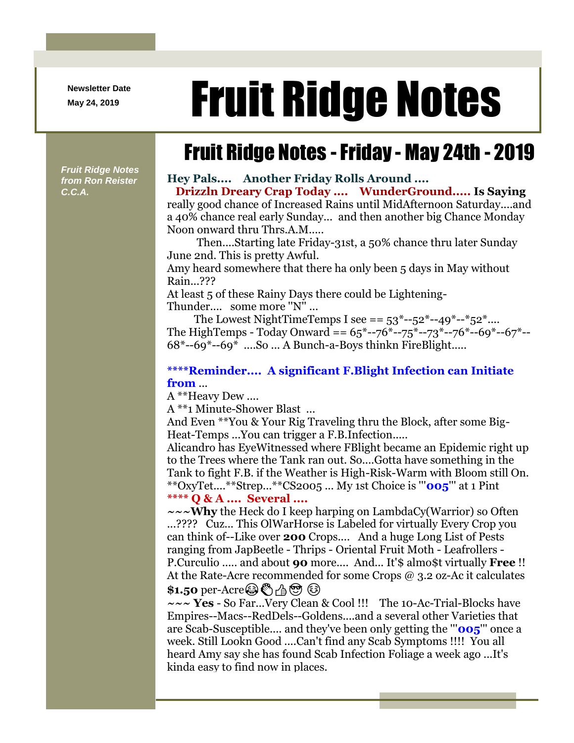Newsletter Date

May 24, 2019

# Fruit Ridge Notes

*Fruit Ridge Notes from Ron Reister C.C.A.*

## Fruit Ridge Notes - Friday - May 24th - 2019

**Hey Pals.... Another Friday Rolls Around ....**

**Drizzln Dreary Crap Today .... WunderGround..... Is Saying** really good chance of Increased Rains until MidAfternoon Saturday....and a 40% chance real early Sunday... and then another big Chance Monday Noon onward thru Thrs.A.M.....

Then....Starting late Friday-31st, a 50% chance thru later Sunday June 2nd. This is pretty Awful.

Amy heard somewhere that there ha only been 5 days in May without Rain...???

At least 5 of these Rainy Days there could be Lightening-Thunder.... some more "N" ...

The Lowest NightTimeTemps I see == 53*--52*--49*--*52*.... The HighTemps - Today Onward == 65*--76*--75*--73*--76*--69*--67*--68*--69*--69* ....So ... A Bunch-a-Boys thinkn FireBlight.....

**\*\*\*\*Reminder.... A significant F.Blight Infection can Initiate from** ...

A **Heavy Dew ....

A **1 Minute-Shower Blast ...

And Even **You & Your Rig Traveling thru the Block, after some Big-Heat-Temps ...You can trigger a F.B.Infection.....

Alicandro has EyeWitnessed where FBlight became an Epidemic right up to the Trees where the Tank ran out. So....Gotta have something in the Tank to fight F.B. if the Weather is High-Risk-Warm with Bloom still On. **OxyTet....**Strep...**CS2005 ... My 1st Choice is '''**005**''' at 1 Pint

**\*\*\*\* Q & A .... Several ....**

~~~**Why** the Heck do I keep harping on LambdaCy(Warrior) so Often ...???? Cuz... This OlWarHorse is Labeled for virtually Every Crop you can think of--Like over **200** Crops.... And a huge Long List of Pests ranging from JapBeetle - Thrips - Oriental Fruit Moth - Leafrollers - P.Curculio ..... and about **90** more.... And... It'$ almo$t virtually **Free** !! At the Rate-Acre recommended for some Crops @ 3.2 oz-Ac it calculates **$1.50** per-Acre😂👏👍😎 😚

~~~ **Yes** - So Far...Very Clean & Cool !!! The 10-Ac-Trial-Blocks have Empires--Macs--RedDels--Goldens....and a several other Varieties that are Scab-Susceptible.... and they've been only getting the '''**005**''' once a week. Still Lookn Good ....Can't find any Scab Symptoms !!!! You all heard Amy say she has found Scab Infection Foliage a week ago ...It's kinda easy to find now in places.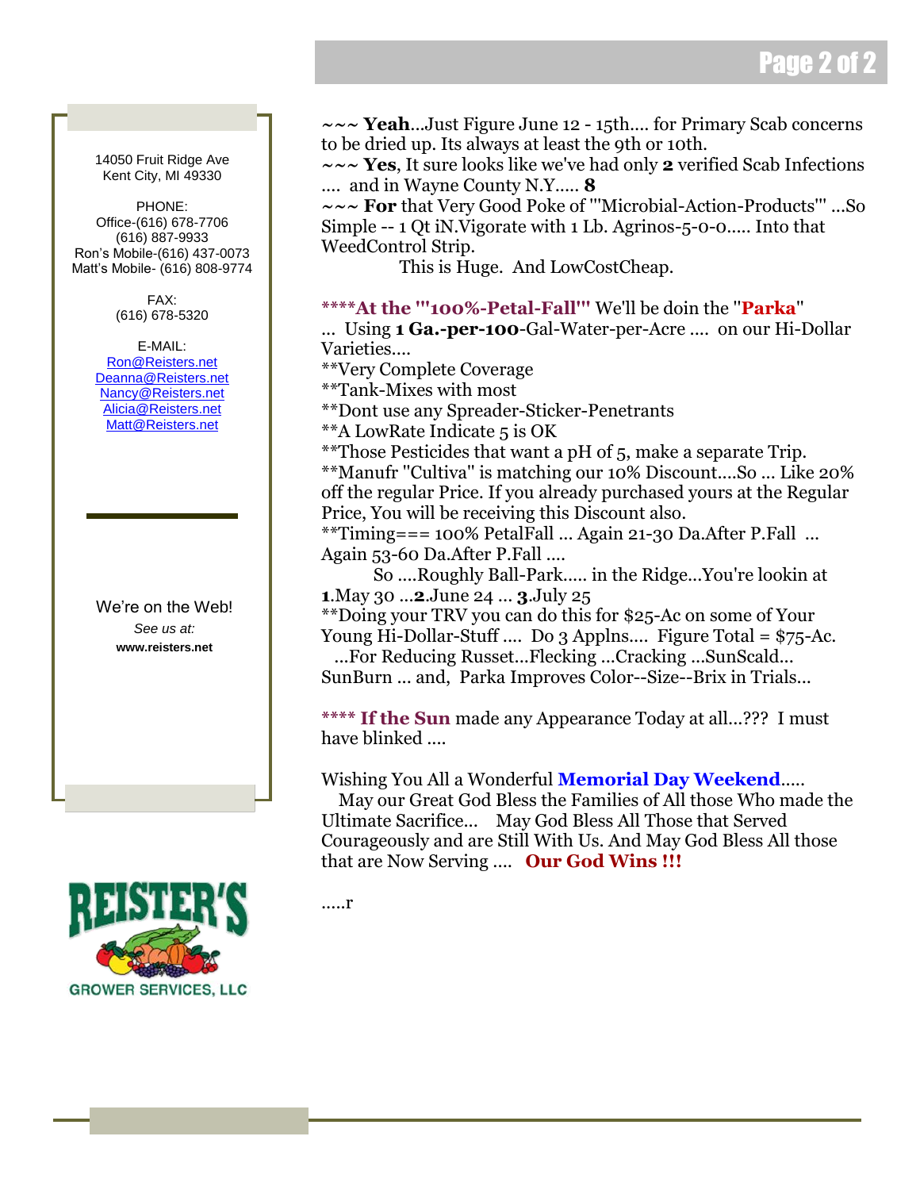14050 Fruit Ridge Ave
Kent City, MI 49330

PHONE:
Office-(616) 678-7706
(616) 887-9933
Ron's Mobile-(616) 437-0073
Matt's Mobile- (616) 808-9774

FAX:
(616) 678-5320

E-MAIL:
Ron@Reisters.net
Deanna@Reisters.net
Nancy@Reisters.net
Alicia@Reisters.net
Matt@Reisters.net

We're on the Web!
*See us at:*
**www.reisters.net**

REISTER'S
GROWER SERVICES, LLC

~~~ **Yeah**...Just Figure June 12 - 15th.... for Primary Scab concerns to be dried up. Its always at least the 9th or 10th.
~~~ **Yes**, It sure looks like we've had only **2** verified Scab Infections .... and in Wayne County N.Y..... **8**
~~~ **For** that Very Good Poke of '"Microbial-Action-Products"' ...So Simple -- 1 Qt iN.Vigorate with 1 Lb. Agrinos-5-0-0..... Into that WeedControl Strip.
This is Huge. And LowCostCheap.

****At the '"100%-Petal-Fall"'** We'll be doin the "**Parka**" ... Using **1 Ga.-per-100**-Gal-Water-per-Acre .... on our Hi-Dollar Varieties....
**Very Complete Coverage
**Tank-Mixes with most
**Dont use any Spreader-Sticker-Penetrants
**A LowRate Indicate 5 is OK
**Those Pesticides that want a pH of 5, make a separate Trip.
**Manufr "Cultiva" is matching our 10% Discount....So ... Like 20% off the regular Price. If you already purchased yours at the Regular Price, You will be receiving this Discount also.
**Timing=== 100% PetalFall ... Again 21-30 Da.After P.Fall ... Again 53-60 Da.After P.Fall ....
So ....Roughly Ball-Park..... in the Ridge...You're lookin at **1**.May 30 ...**2**.June 24 ... **3**.July 25
**Doing your TRV you can do this for $25-Ac on some of Your Young Hi-Dollar-Stuff .... Do 3 Applns.... Figure Total = $75-Ac.
...For Reducing Russet...Flecking ...Cracking ...SunScald... SunBurn ... and, Parka Improves Color--Size--Brix in Trials...

**** **If the Sun** made any Appearance Today at all...??? I must have blinked ....

Wishing You All a Wonderful **Memorial Day Weekend**.....
May our Great God Bless the Families of All those Who made the Ultimate Sacrifice... May God Bless All Those that Served Courageously and are Still With Us. And May God Bless All those that are Now Serving .... **Our God Wins !!!**

.....r